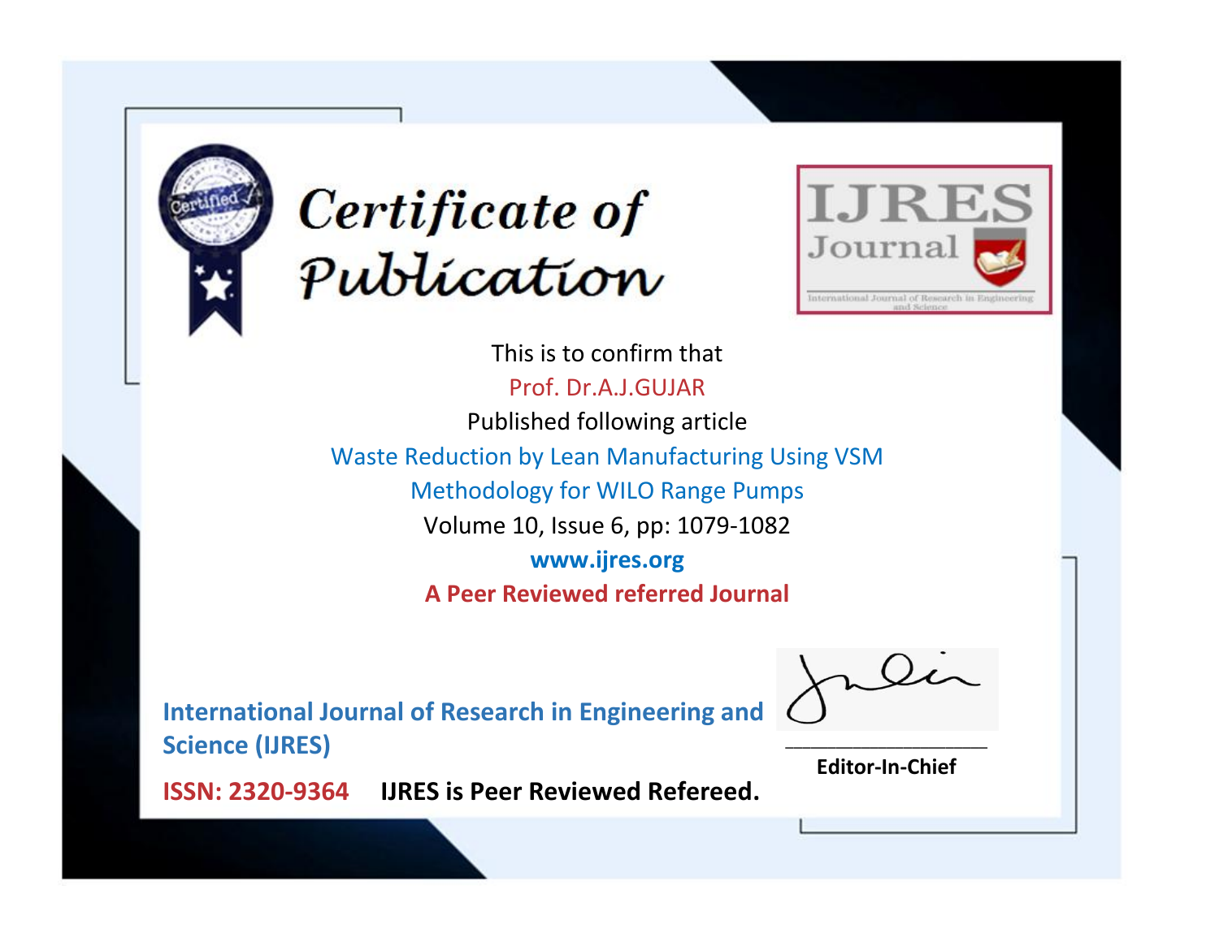# Certificate of Publication

**IJRES Journal**

International Journal of Research in Engineering and Science

This is to confirm that

Prof. Dr.A.J.GUJAR

Published following article

Waste Reduction by Lean Manufacturing Using VSM Methodology for WILO Range Pumps

Volume 10, Issue 6, pp: 1079-1082

**www.ijres.org**

**A Peer Reviewed referred Journal**

**International Journal of Research in Engineering and Science (IJRES)**

**ISSN: 2320-9364** **IJRES is Peer Reviewed Refereed.**

**Editor-In-Chief**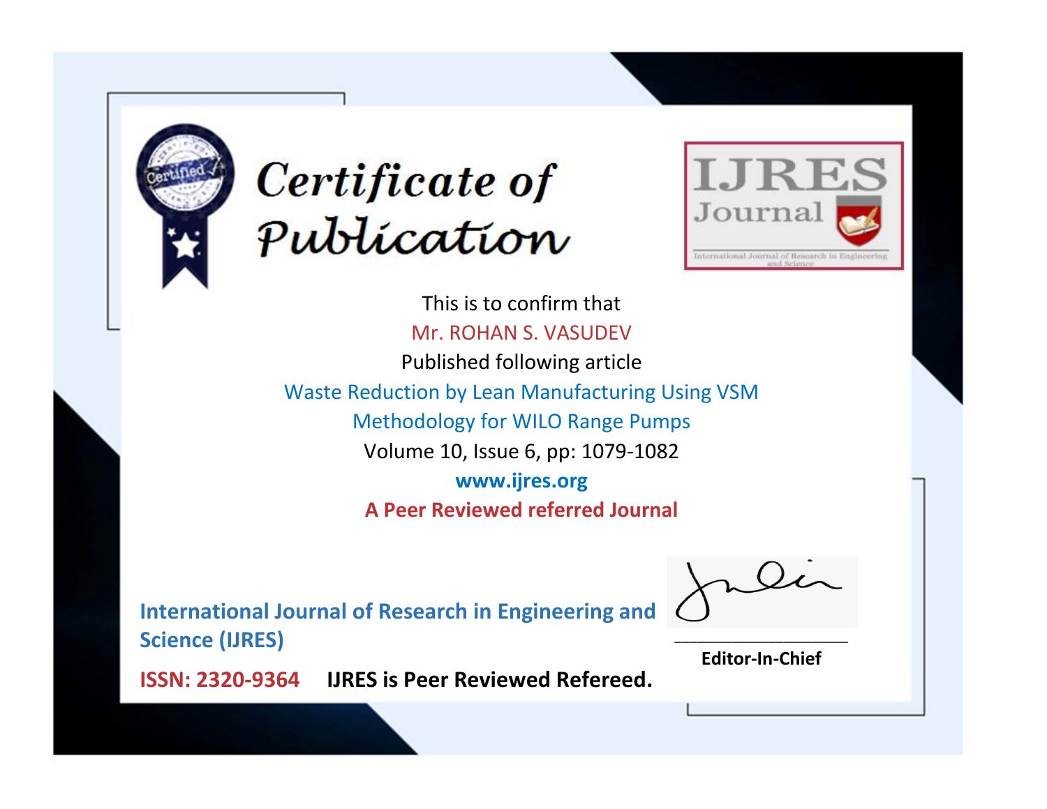# Certificate of Publication

IJRES Journal

International Journal of Research in Engineering and Science

This is to confirm that

Mr. ROHAN S. VASUDEV

Published following article

Waste Reduction by Lean Manufacturing Using VSM Methodology for WILO Range Pumps

Volume 10, Issue 6, pp: 1079-1082

**www.ijres.org**

**A Peer Reviewed referred Journal**

**International Journal of Research in Engineering and Science (IJRES)**

**ISSN: 2320-9364** **IJRES is Peer Reviewed Refereed.**

**Editor-In-Chief**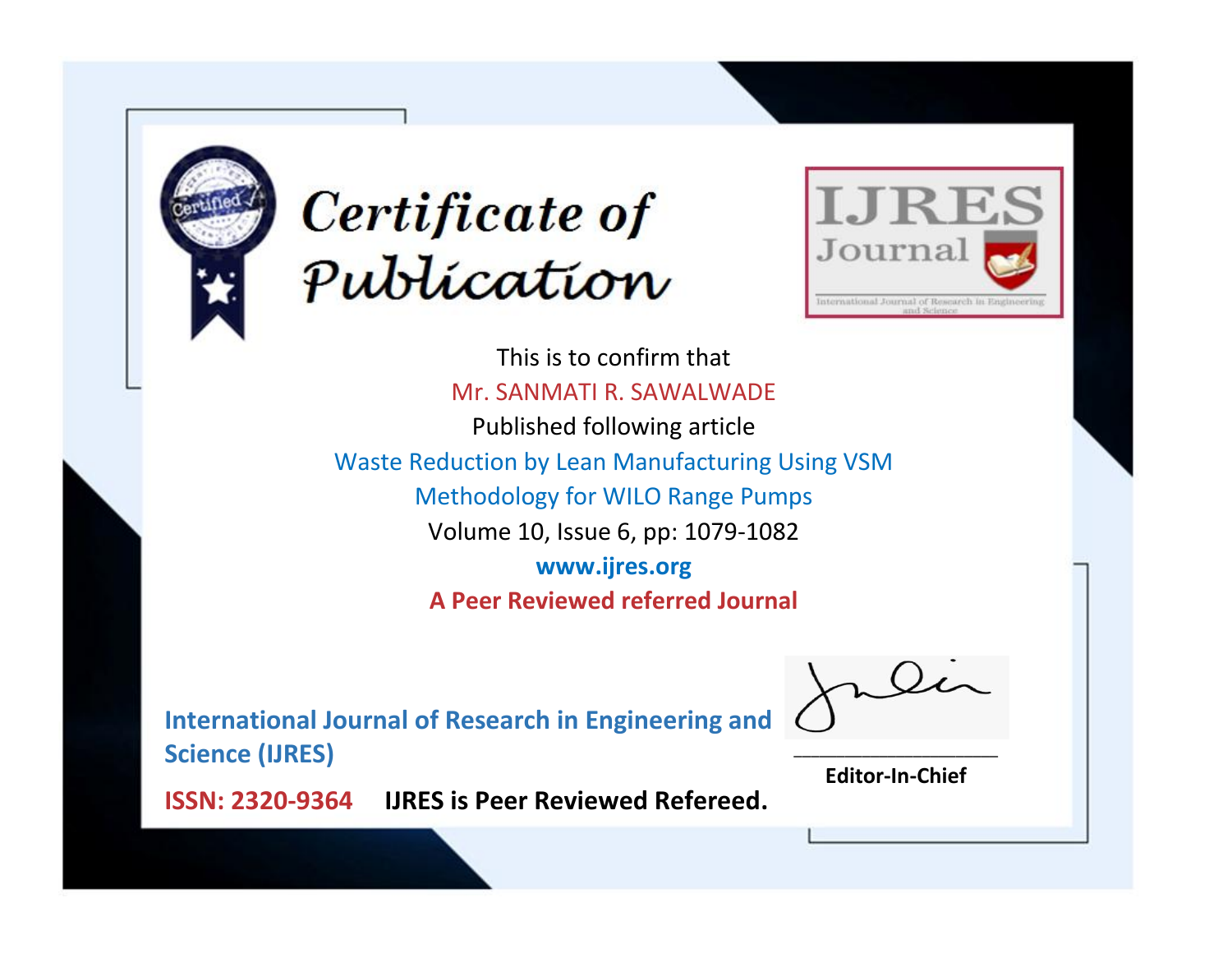# Certificate of Publication

**IJRES Journal**

International Journal of Research in Engineering and Science

This is to confirm that

Mr. SANMATI R. SAWALWADE

Published following article

Waste Reduction by Lean Manufacturing Using VSM Methodology for WILO Range Pumps

Volume 10, Issue 6, pp: 1079-1082

**www.ijres.org**

**A Peer Reviewed referred Journal**

**International Journal of Research in Engineering and Science (IJRES)**

**ISSN: 2320-9364** **IJRES is Peer Reviewed Refereed.**

**Editor-In-Chief**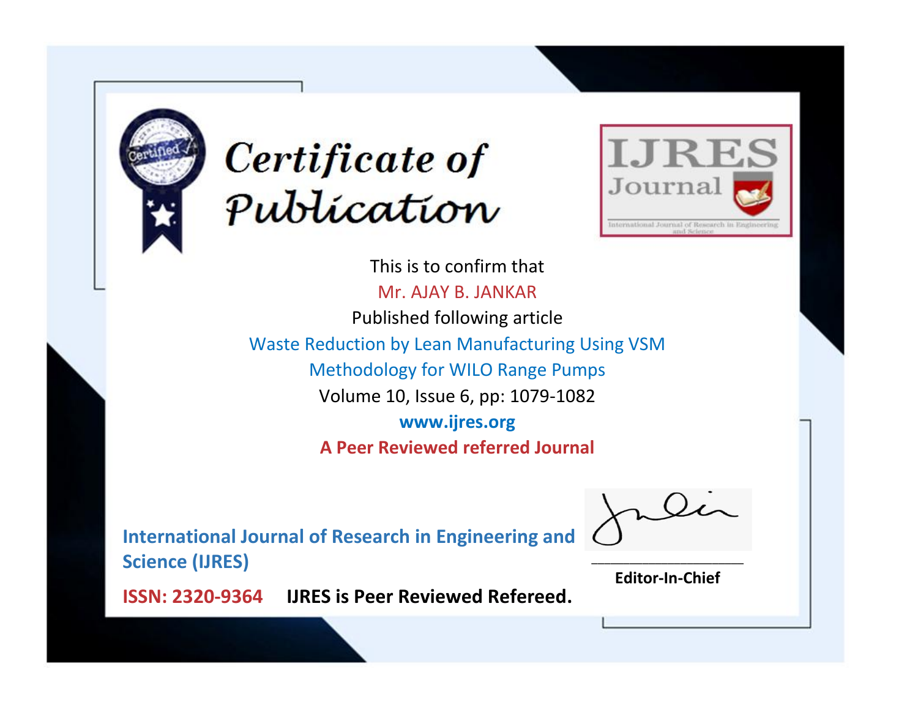# Certificate of Publication

**IJRES Journal**

International Journal of Research in Engineering and Science

This is to confirm that

Mr. AJAY B. JANKAR

Published following article

Waste Reduction by Lean Manufacturing Using VSM Methodology for WILO Range Pumps

Volume 10, Issue 6, pp: 1079-1082

**www.ijres.org**

**A Peer Reviewed referred Journal**

**International Journal of Research in Engineering and Science (IJRES)**

**ISSN: 2320-9364** **IJRES is Peer Reviewed Refereed.**

**Editor-In-Chief**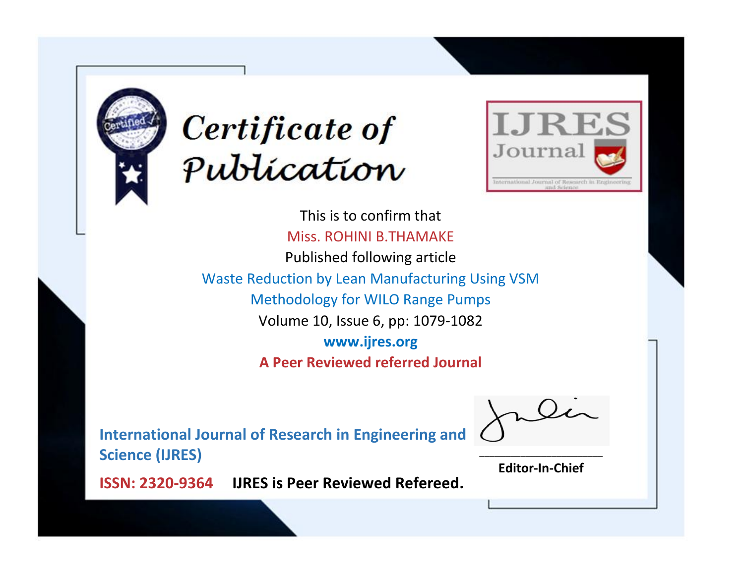# Certificate of Publication

**IJRES Journal**

International Journal of Research in Engineering and Science

This is to confirm that

Miss. ROHINI B.THAMAKE

Published following article

Waste Reduction by Lean Manufacturing Using VSM Methodology for WILO Range Pumps

Volume 10, Issue 6, pp: 1079-1082

**www.ijres.org**

**A Peer Reviewed referred Journal**

**International Journal of Research in Engineering and Science (IJRES)**

**ISSN: 2320-9364** **IJRES is Peer Reviewed Refereed.**

**Editor-In-Chief**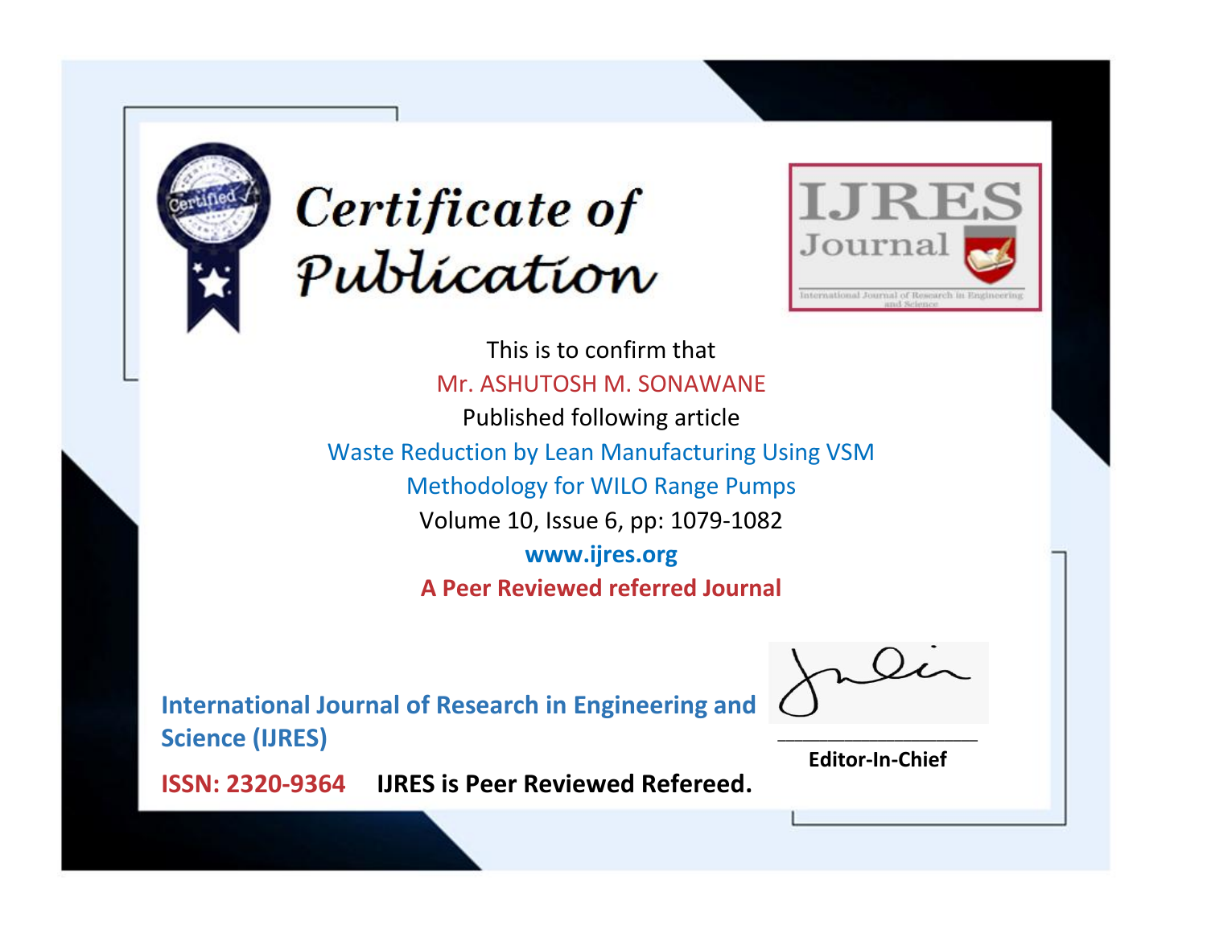# Certificate of Publication

IJRES Journal

International Journal of Research in Engineering and Science

This is to confirm that

Mr. ASHUTOSH M. SONAWANE

Published following article

Waste Reduction by Lean Manufacturing Using VSM Methodology for WILO Range Pumps

Volume 10, Issue 6, pp: 1079-1082

www.ijres.org

**A Peer Reviewed referred Journal**

**International Journal of Research in Engineering and Science (IJRES)**

**Editor-In-Chief**

**ISSN: 2320-9364** **IJRES is Peer Reviewed Refereed.**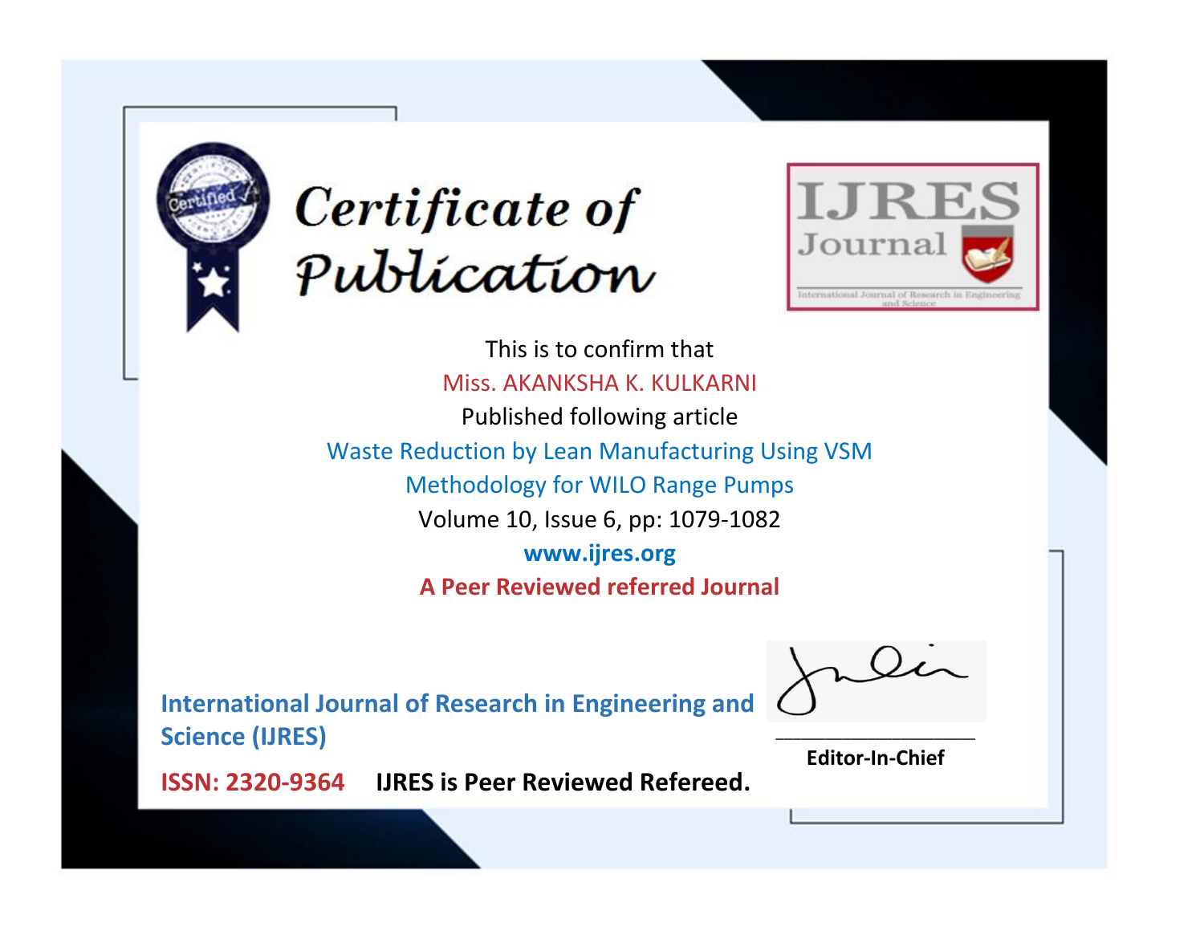# Certificate of Publication

IJRES Journal

International Journal of Research in Engineering and Science

This is to confirm that

Miss. AKANKSHA K. KULKARNI

Published following article

Waste Reduction by Lean Manufacturing Using VSM Methodology for WILO Range Pumps

Volume 10, Issue 6, pp: 1079-1082

**www.ijres.org**

**A Peer Reviewed referred Journal**

**International Journal of Research in Engineering and Science (IJRES)**

**ISSN: 2320-9364** **IJRES is Peer Reviewed Refereed.**

**Editor-In-Chief**